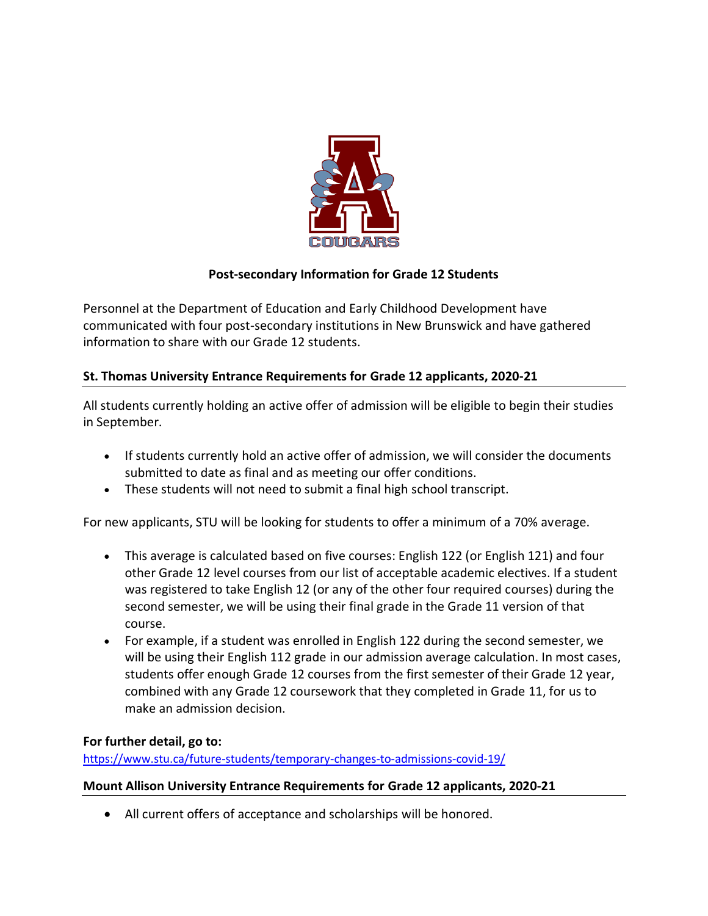## Post-secondary Information for Grade 12 Students

Personnel at the Department of Education and Early Childhood Development have communicated with four post-secondary institutions in New Brunswick and have gathered information to share with our Grade 12 students.

### St. Thomas University Entrance Requirements for Grade 12 applicants, 2020-21

All students currently holding an active offer of admission will be eligible to begin their studies in September.

- If students currently hold an active offer of admission, we will consider the documents submitted to date as final and as meeting our offer conditions.
- These students will not need to submit a final high school transcript.

For new applicants, STU will be looking for students to offer a minimum of a 70% average.

- This average is calculated based on five courses: English 122 (or English 121) and four other Grade 12 level courses from our list of acceptable academic electives. If a student was registered to take English 12 (or any of the other four required courses) during the second semester, we will be using their final grade in the Grade 11 version of that course.
- For example, if a student was enrolled in English 122 during the second semester, we will be using their English 112 grade in our admission average calculation. In most cases, students offer enough Grade 12 courses from the first semester of their Grade 12 year, combined with any Grade 12 coursework that they completed in Grade 11, for us to make an admission decision.

**For further detail, go to:**
https://www.stu.ca/future-students/temporary-changes-to-admissions-covid-19/

### Mount Allison University Entrance Requirements for Grade 12 applicants, 2020-21

- All current offers of acceptance and scholarships will be honored.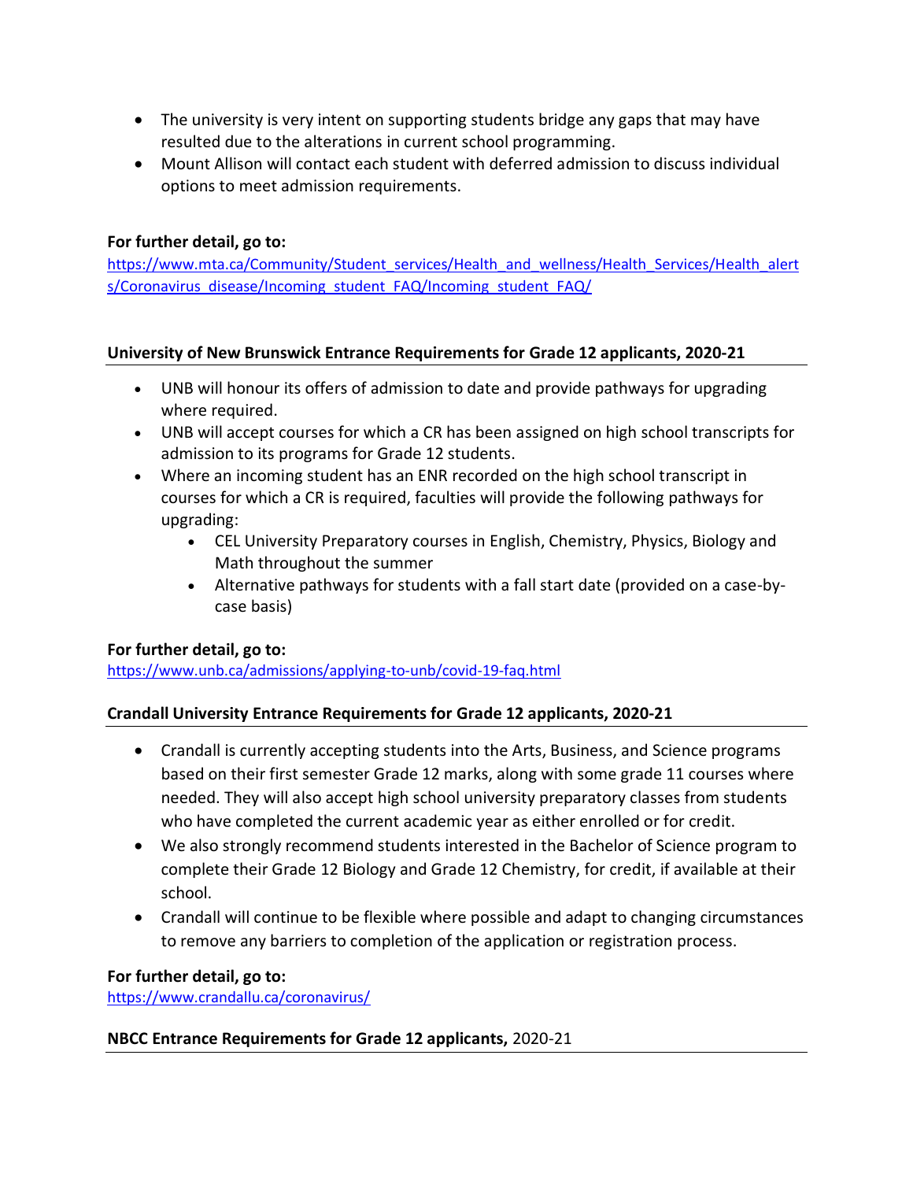- The university is very intent on supporting students bridge any gaps that may have resulted due to the alterations in current school programming.
- Mount Allison will contact each student with deferred admission to discuss individual options to meet admission requirements.

**For further detail, go to:**
https://www.mta.ca/Community/Student_services/Health_and_wellness/Health_Services/Health_alerts/Coronavirus_disease/Incoming_student_FAQ/Incoming_student_FAQ/

## University of New Brunswick Entrance Requirements for Grade 12 applicants, 2020-21

- UNB will honour its offers of admission to date and provide pathways for upgrading where required.
- UNB will accept courses for which a CR has been assigned on high school transcripts for admission to its programs for Grade 12 students.
- Where an incoming student has an ENR recorded on the high school transcript in courses for which a CR is required, faculties will provide the following pathways for upgrading:
  - CEL University Preparatory courses in English, Chemistry, Physics, Biology and Math throughout the summer
  - Alternative pathways for students with a fall start date (provided on a case-by-case basis)

**For further detail, go to:**
https://www.unb.ca/admissions/applying-to-unb/covid-19-faq.html

## Crandall University Entrance Requirements for Grade 12 applicants, 2020-21

- Crandall is currently accepting students into the Arts, Business, and Science programs based on their first semester Grade 12 marks, along with some grade 11 courses where needed. They will also accept high school university preparatory classes from students who have completed the current academic year as either enrolled or for credit.
- We also strongly recommend students interested in the Bachelor of Science program to complete their Grade 12 Biology and Grade 12 Chemistry, for credit, if available at their school.
- Crandall will continue to be flexible where possible and adapt to changing circumstances to remove any barriers to completion of the application or registration process.

**For further detail, go to:**
https://www.crandallu.ca/coronavirus/

## NBCC Entrance Requirements for Grade 12 applicants, 2020-21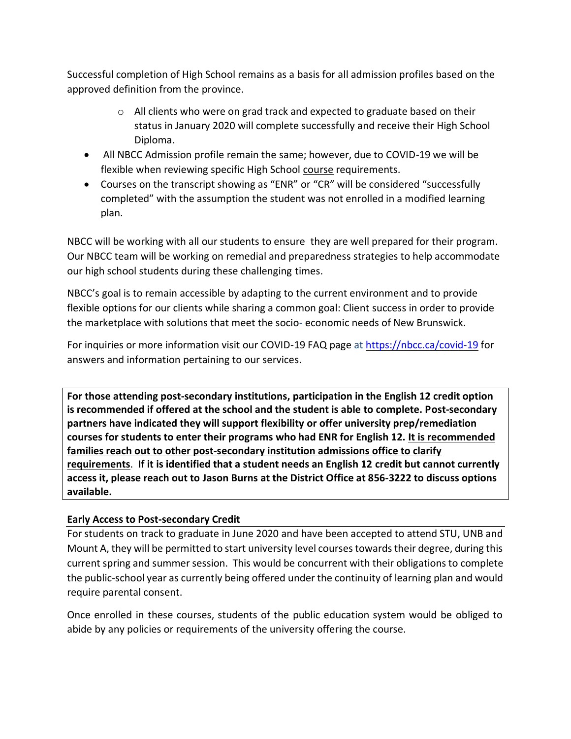Successful completion of High School remains as a basis for all admission profiles based on the approved definition from the province.

  - All clients who were on grad track and expected to graduate based on their status in January 2020 will complete successfully and receive their High School Diploma.

- All NBCC Admission profile remain the same; however, due to COVID-19 we will be flexible when reviewing specific High School course requirements.
- Courses on the transcript showing as "ENR" or "CR" will be considered "successfully completed" with the assumption the student was not enrolled in a modified learning plan.

NBCC will be working with all our students to ensure they are well prepared for their program. Our NBCC team will be working on remedial and preparedness strategies to help accommodate our high school students during these challenging times.

NBCC's goal is to remain accessible by adapting to the current environment and to provide flexible options for our clients while sharing a common goal: Client success in order to provide the marketplace with solutions that meet the socio- economic needs of New Brunswick.

For inquiries or more information visit our COVID-19 FAQ page at https://nbcc.ca/covid-19 for answers and information pertaining to our services.

**For those attending post-secondary institutions, participation in the English 12 credit option is recommended if offered at the school and the student is able to complete. Post-secondary partners have indicated they will support flexibility or offer university prep/remediation courses for students to enter their programs who had ENR for English 12. It is recommended families reach out to other post-secondary institution admissions office to clarify requirements. If it is identified that a student needs an English 12 credit but cannot currently access it, please reach out to Jason Burns at the District Office at 856-3222 to discuss options available.**

### Early Access to Post-secondary Credit

For students on track to graduate in June 2020 and have been accepted to attend STU, UNB and Mount A, they will be permitted to start university level courses towards their degree, during this current spring and summer session. This would be concurrent with their obligations to complete the public-school year as currently being offered under the continuity of learning plan and would require parental consent.

Once enrolled in these courses, students of the public education system would be obliged to abide by any policies or requirements of the university offering the course.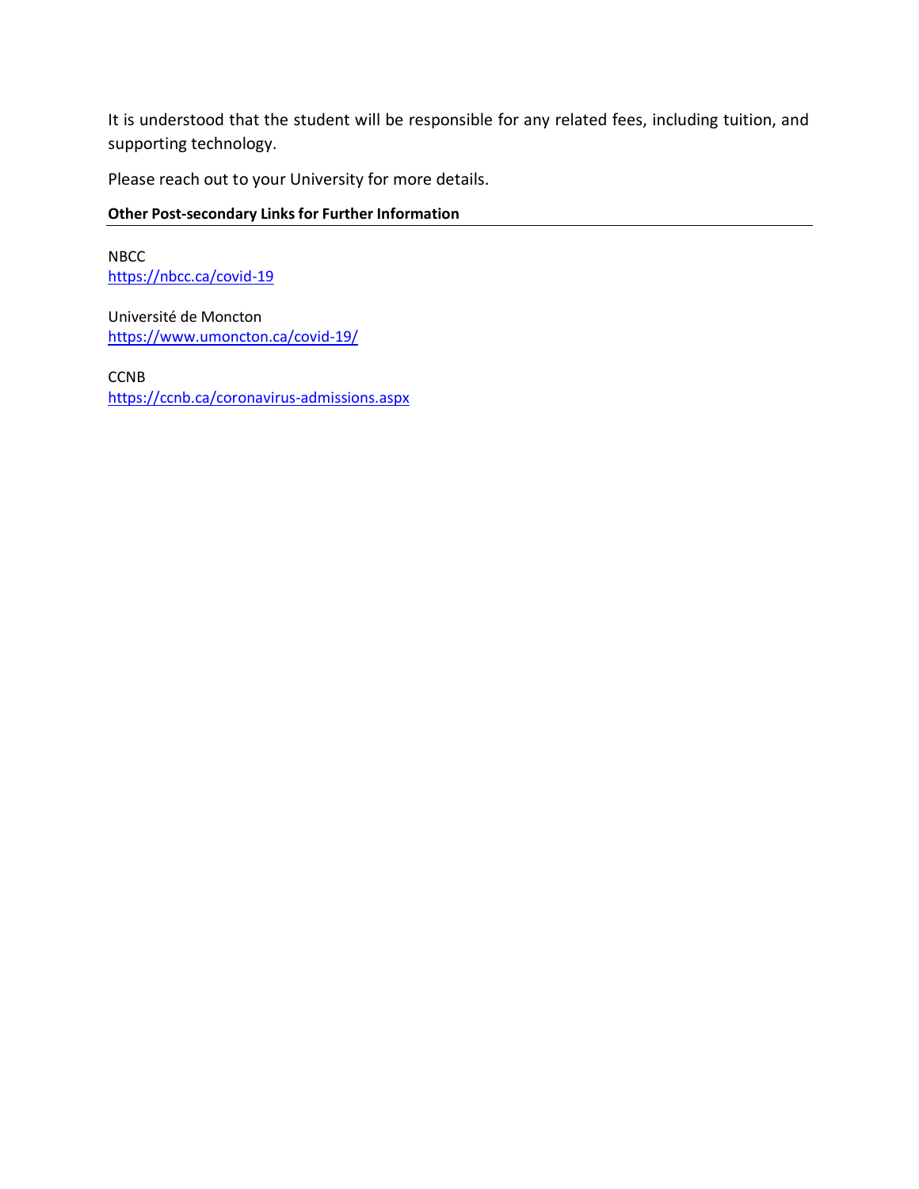It is understood that the student will be responsible for any related fees, including tuition, and supporting technology.

Please reach out to your University for more details.

**Other Post-secondary Links for Further Information**

NBCC
https://nbcc.ca/covid-19

Université de Moncton
https://www.umoncton.ca/covid-19/

CCNB
https://ccnb.ca/coronavirus-admissions.aspx